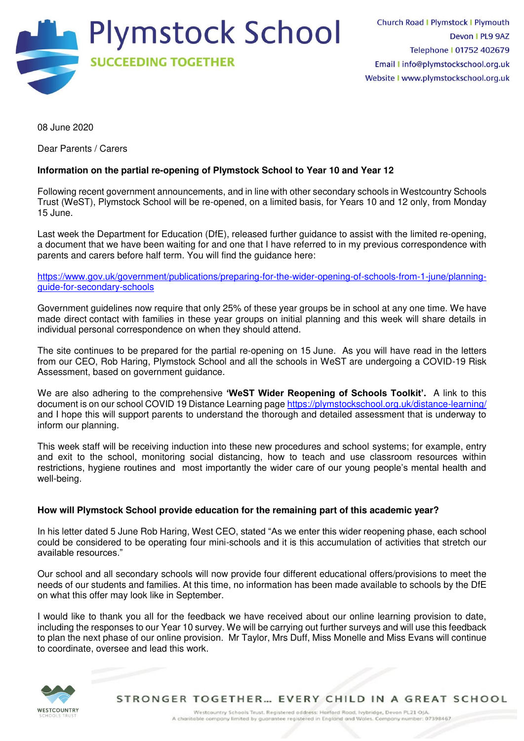# Plymstock School

**SUCCEEDING TOGETHER**

Church Road | Plymstock | Plymouth
Devon | PL9 9AZ
Telephone | 01752 402679
Email | info@plymstockschool.org.uk
Website | www.plymstockschool.org.uk

08 June 2020

Dear Parents / Carers

**Information on the partial re-opening of Plymstock School to Year 10 and Year 12**

Following recent government announcements, and in line with other secondary schools in Westcountry Schools Trust (WeST), Plymstock School will be re-opened, on a limited basis, for Years 10 and 12 only, from Monday 15 June.

Last week the Department for Education (DfE), released further guidance to assist with the limited re-opening, a document that we have been waiting for and one that I have referred to in my previous correspondence with parents and carers before half term. You will find the guidance here:

https://www.gov.uk/government/publications/preparing-for-the-wider-opening-of-schools-from-1-june/planning-guide-for-secondary-schools

Government guidelines now require that only 25% of these year groups be in school at any one time. We have made direct contact with families in these year groups on initial planning and this week will share details in individual personal correspondence on when they should attend.

The site continues to be prepared for the partial re-opening on 15 June. As you will have read in the letters from our CEO, Rob Haring, Plymstock School and all the schools in WeST are undergoing a COVID-19 Risk Assessment, based on government guidance.

We are also adhering to the comprehensive **'WeST Wider Reopening of Schools Toolkit'.** A link to this document is on our school COVID 19 Distance Learning page https://plymstockschool.org.uk/distance-learning/ and I hope this will support parents to understand the thorough and detailed assessment that is underway to inform our planning.

This week staff will be receiving induction into these new procedures and school systems; for example, entry and exit to the school, monitoring social distancing, how to teach and use classroom resources within restrictions, hygiene routines and most importantly the wider care of our young people's mental health and well-being.

**How will Plymstock School provide education for the remaining part of this academic year?**

In his letter dated 5 June Rob Haring, West CEO, stated "As we enter this wider reopening phase, each school could be considered to be operating four mini-schools and it is this accumulation of activities that stretch our available resources."

Our school and all secondary schools will now provide four different educational offers/provisions to meet the needs of our students and families. At this time, no information has been made available to schools by the DfE on what this offer may look like in September.

I would like to thank you all for the feedback we have received about our online learning provision to date, including the responses to our Year 10 survey. We will be carrying out further surveys and will use this feedback to plan the next phase of our online provision. Mr Taylor, Mrs Duff, Miss Monelle and Miss Evans will continue to coordinate, oversee and lead this work.

STRONGER TOGETHER... EVERY CHILD IN A GREAT SCHOOL

Westcountry Schools Trust. Registered address: Harford Road, Ivybridge, Devon PL21 0JA.
A charitable company limited by guarantee registered in England and Wales. Company number: 07398467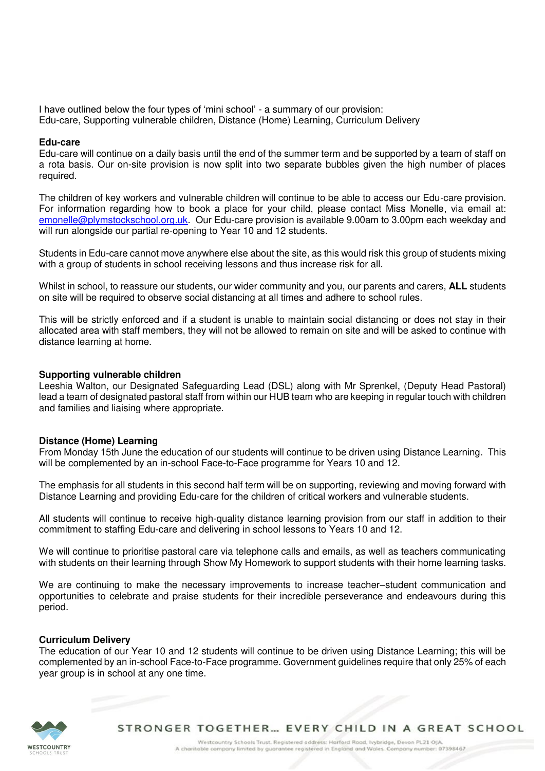I have outlined below the four types of 'mini school' - a summary of our provision:
Edu-care, Supporting vulnerable children, Distance (Home) Learning, Curriculum Delivery

**Edu-care**

Edu-care will continue on a daily basis until the end of the summer term and be supported by a team of staff on a rota basis. Our on-site provision is now split into two separate bubbles given the high number of places required.

The children of key workers and vulnerable children will continue to be able to access our Edu-care provision. For information regarding how to book a place for your child, please contact Miss Monelle, via email at: emonelle@plymstockschool.org.uk. Our Edu-care provision is available 9.00am to 3.00pm each weekday and will run alongside our partial re-opening to Year 10 and 12 students.

Students in Edu-care cannot move anywhere else about the site, as this would risk this group of students mixing with a group of students in school receiving lessons and thus increase risk for all.

Whilst in school, to reassure our students, our wider community and you, our parents and carers, **ALL** students on site will be required to observe social distancing at all times and adhere to school rules.

This will be strictly enforced and if a student is unable to maintain social distancing or does not stay in their allocated area with staff members, they will not be allowed to remain on site and will be asked to continue with distance learning at home.

**Supporting vulnerable children**

Leeshia Walton, our Designated Safeguarding Lead (DSL) along with Mr Sprenkel, (Deputy Head Pastoral) lead a team of designated pastoral staff from within our HUB team who are keeping in regular touch with children and families and liaising where appropriate.

**Distance (Home) Learning**

From Monday 15th June the education of our students will continue to be driven using Distance Learning. This will be complemented by an in-school Face-to-Face programme for Years 10 and 12.

The emphasis for all students in this second half term will be on supporting, reviewing and moving forward with Distance Learning and providing Edu-care for the children of critical workers and vulnerable students.

All students will continue to receive high-quality distance learning provision from our staff in addition to their commitment to staffing Edu-care and delivering in school lessons to Years 10 and 12.

We will continue to prioritise pastoral care via telephone calls and emails, as well as teachers communicating with students on their learning through Show My Homework to support students with their home learning tasks.

We are continuing to make the necessary improvements to increase teacher–student communication and opportunities to celebrate and praise students for their incredible perseverance and endeavours during this period.

**Curriculum Delivery**

The education of our Year 10 and 12 students will continue to be driven using Distance Learning; this will be complemented by an in-school Face-to-Face programme. Government guidelines require that only 25% of each year group is in school at any one time.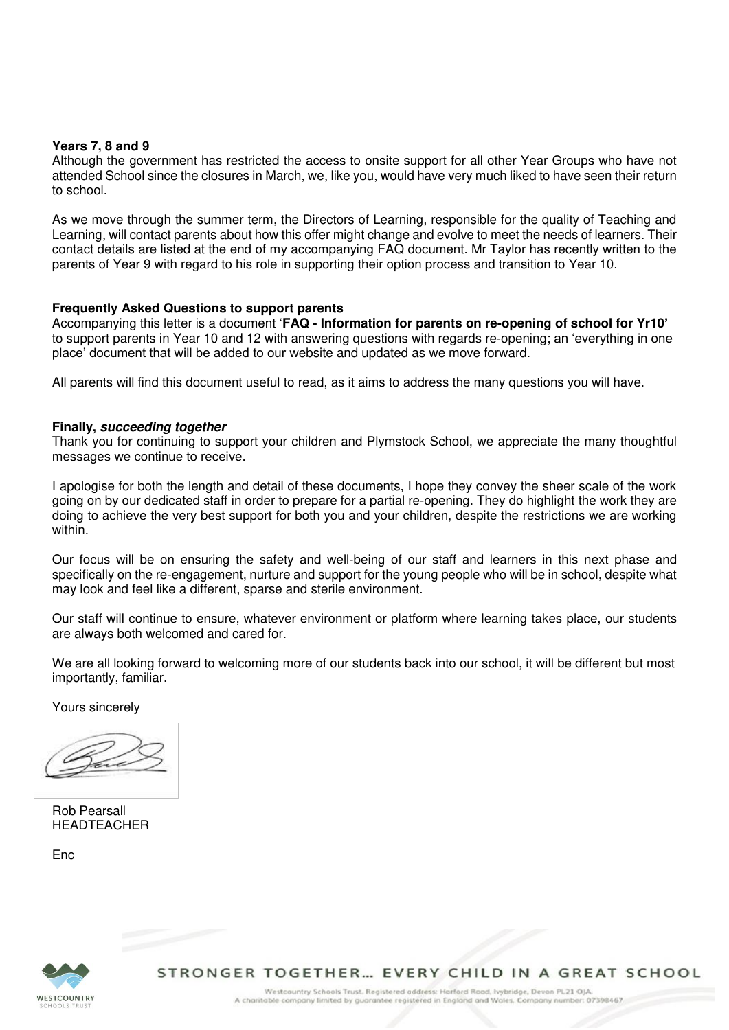**Years 7, 8 and 9**

Although the government has restricted the access to onsite support for all other Year Groups who have not attended School since the closures in March, we, like you, would have very much liked to have seen their return to school.

As we move through the summer term, the Directors of Learning, responsible for the quality of Teaching and Learning, will contact parents about how this offer might change and evolve to meet the needs of learners. Their contact details are listed at the end of my accompanying FAQ document. Mr Taylor has recently written to the parents of Year 9 with regard to his role in supporting their option process and transition to Year 10.

**Frequently Asked Questions to support parents**

Accompanying this letter is a document '**FAQ - Information for parents on re-opening of school for Yr10'** to support parents in Year 10 and 12 with answering questions with regards re-opening; an 'everything in one place' document that will be added to our website and updated as we move forward.

All parents will find this document useful to read, as it aims to address the many questions you will have.

**Finally, *succeeding together***

Thank you for continuing to support your children and Plymstock School, we appreciate the many thoughtful messages we continue to receive.

I apologise for both the length and detail of these documents, I hope they convey the sheer scale of the work going on by our dedicated staff in order to prepare for a partial re-opening. They do highlight the work they are doing to achieve the very best support for both you and your children, despite the restrictions we are working within.

Our focus will be on ensuring the safety and well-being of our staff and learners in this next phase and specifically on the re-engagement, nurture and support for the young people who will be in school, despite what may look and feel like a different, sparse and sterile environment.

Our staff will continue to ensure, whatever environment or platform where learning takes place, our students are always both welcomed and cared for.

We are all looking forward to welcoming more of our students back into our school, it will be different but most importantly, familiar.

Yours sincerely

Rob Pearsall
HEADTEACHER

Enc

STRONGER TOGETHER... EVERY CHILD IN A GREAT SCHOOL

Westcountry Schools Trust. Registered address: Harford Road, Ivybridge, Devon PL21 0JA.
A charitable company limited by guarantee registered in England and Wales. Company number: 07398467